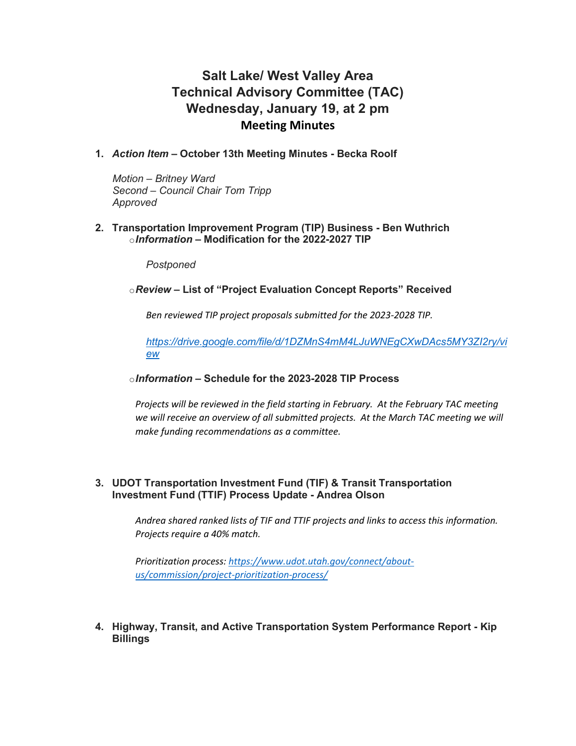# Salt Lake/ West Valley Area
# Technical Advisory Committee (TAC)
# Wednesday, January 19, at 2 pm
## Meeting Minutes

1. ***Action Item* – October 13th Meeting Minutes - Becka Roolf**

   *Motion – Britney Ward*
   *Second – Council Chair Tom Tripp*
   *Approved*

2. **Transportation Improvement Program (TIP) Business - Ben Wuthrich**
   - ***Information* – Modification for the 2022-2027 TIP**

     *Postponed*

   - ***Review* – List of "Project Evaluation Concept Reports" Received**

     *Ben reviewed TIP project proposals submitted for the 2023-2028 TIP.*

     *https://drive.google.com/file/d/1DZMnS4mM4LJuWNEgCXwDAcs5MY3ZI2ry/view*

   - ***Information* – Schedule for the 2023-2028 TIP Process**

     *Projects will be reviewed in the field starting in February. At the February TAC meeting we will receive an overview of all submitted projects. At the March TAC meeting we will make funding recommendations as a committee.*

3. **UDOT Transportation Investment Fund (TIF) & Transit Transportation Investment Fund (TTIF) Process Update - Andrea Olson**

   *Andrea shared ranked lists of TIF and TTIF projects and links to access this information. Projects require a 40% match.*

   *Prioritization process: https://www.udot.utah.gov/connect/about-us/commission/project-prioritization-process/*

4. **Highway, Transit, and Active Transportation System Performance Report - Kip Billings**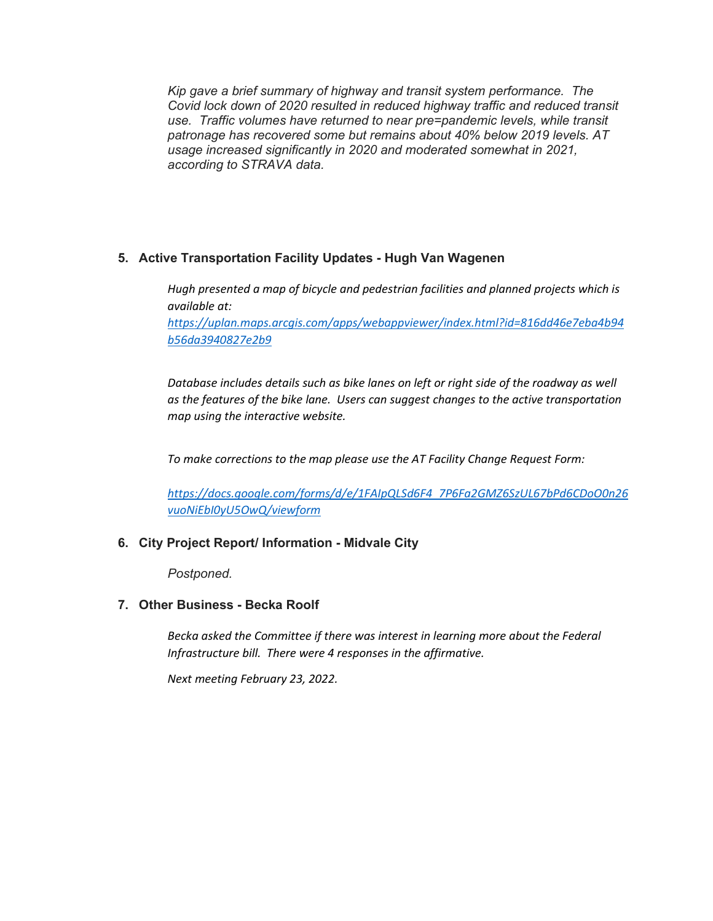*Kip gave a brief summary of highway and transit system performance. The Covid lock down of 2020 resulted in reduced highway traffic and reduced transit use. Traffic volumes have returned to near pre=pandemic levels, while transit patronage has recovered some but remains about 40% below 2019 levels. AT usage increased significantly in 2020 and moderated somewhat in 2021, according to STRAVA data.*

**5. Active Transportation Facility Updates - Hugh Van Wagenen**

*Hugh presented a map of bicycle and pedestrian facilities and planned projects which is available at:*
*[https://uplan.maps.arcgis.com/apps/webappviewer/index.html?id=816dd46e7eba4b94b56da3940827e2b9](https://uplan.maps.arcgis.com/apps/webappviewer/index.html?id=816dd46e7eba4b94b56da3940827e2b9)*

*Database includes details such as bike lanes on left or right side of the roadway as well as the features of the bike lane. Users can suggest changes to the active transportation map using the interactive website.*

*To make corrections to the map please use the AT Facility Change Request Form:*

*[https://docs.google.com/forms/d/e/1FAIpQLSd6F4_7P6Fa2GMZ6SzUL67bPd6CDoO0n26vuoNiEbI0yU5OwQ/viewform](https://docs.google.com/forms/d/e/1FAIpQLSd6F4_7P6Fa2GMZ6SzUL67bPd6CDoO0n26vuoNiEbI0yU5OwQ/viewform)*

**6. City Project Report/ Information - Midvale City**

*Postponed.*

**7. Other Business - Becka Roolf**

*Becka asked the Committee if there was interest in learning more about the Federal Infrastructure bill. There were 4 responses in the affirmative.*

*Next meeting February 23, 2022.*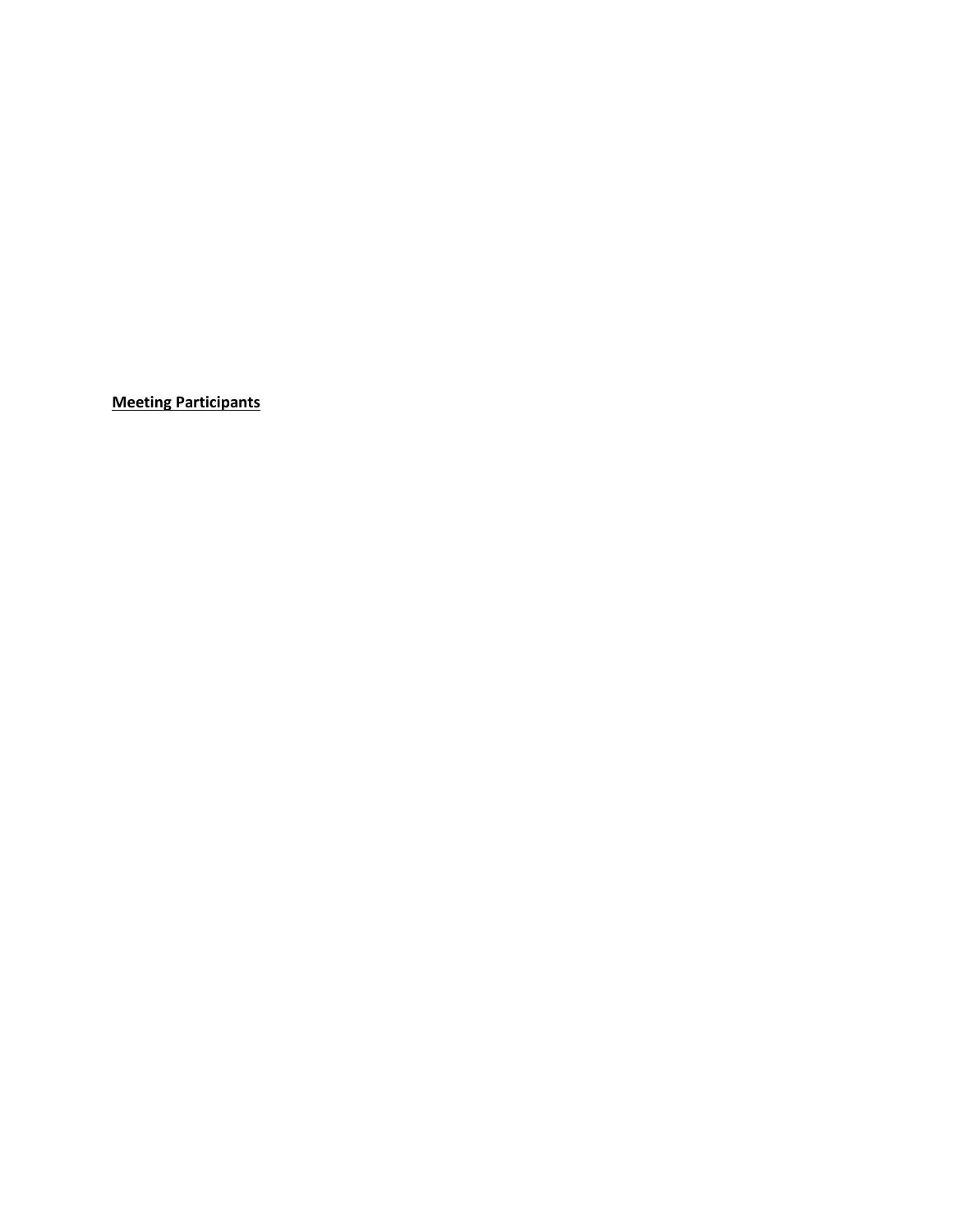**Meeting Participants**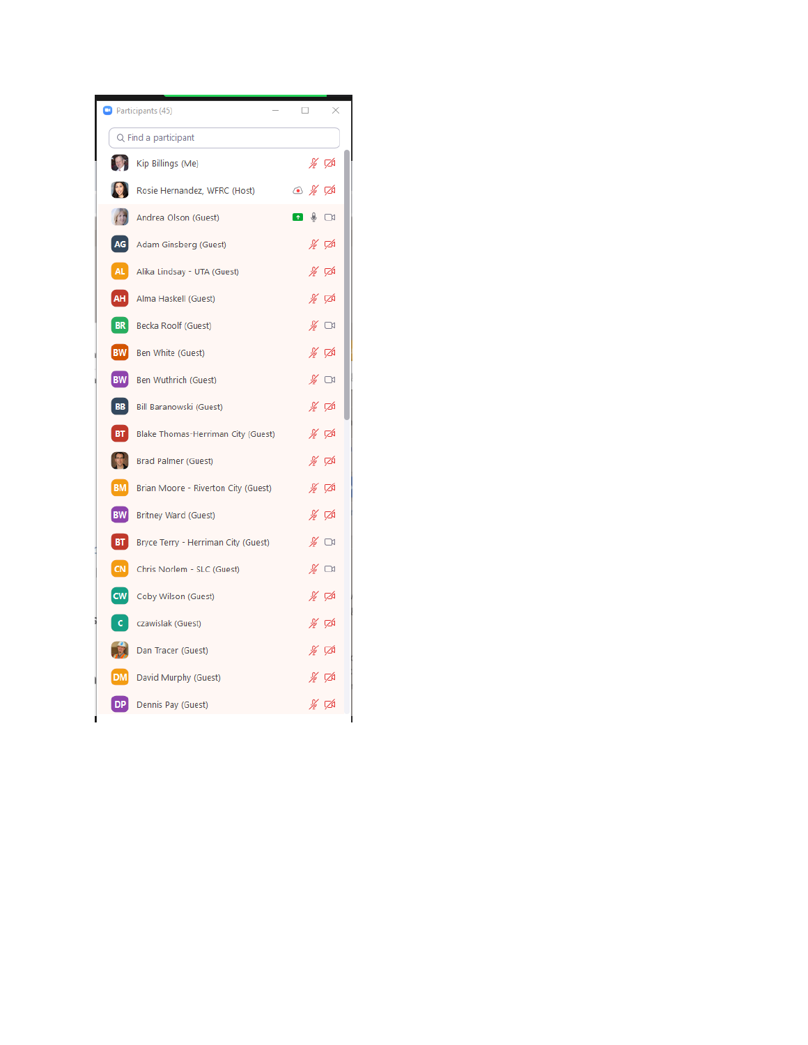Participants (45)

Find a participant

- Kip Billings (Me)
- Rosie Hernandez, WFRC (Host)
- Andrea Olson (Guest)
- Adam Ginsberg (Guest)
- Alika Lindsay - UTA (Guest)
- Alma Haskell (Guest)
- Becka Roolf (Guest)
- Ben White (Guest)
- Ben Wuthrich (Guest)
- Bill Baranowski (Guest)
- Blake Thomas-Herriman City (Guest)
- Brad Palmer (Guest)
- Brian Moore - Riverton City (Guest)
- Britney Ward (Guest)
- Bryce Terry - Herriman City (Guest)
- Chris Norlem - SLC (Guest)
- Coby Wilson (Guest)
- czawislak (Guest)
- Dan Tracer (Guest)
- David Murphy (Guest)
- Dennis Pay (Guest)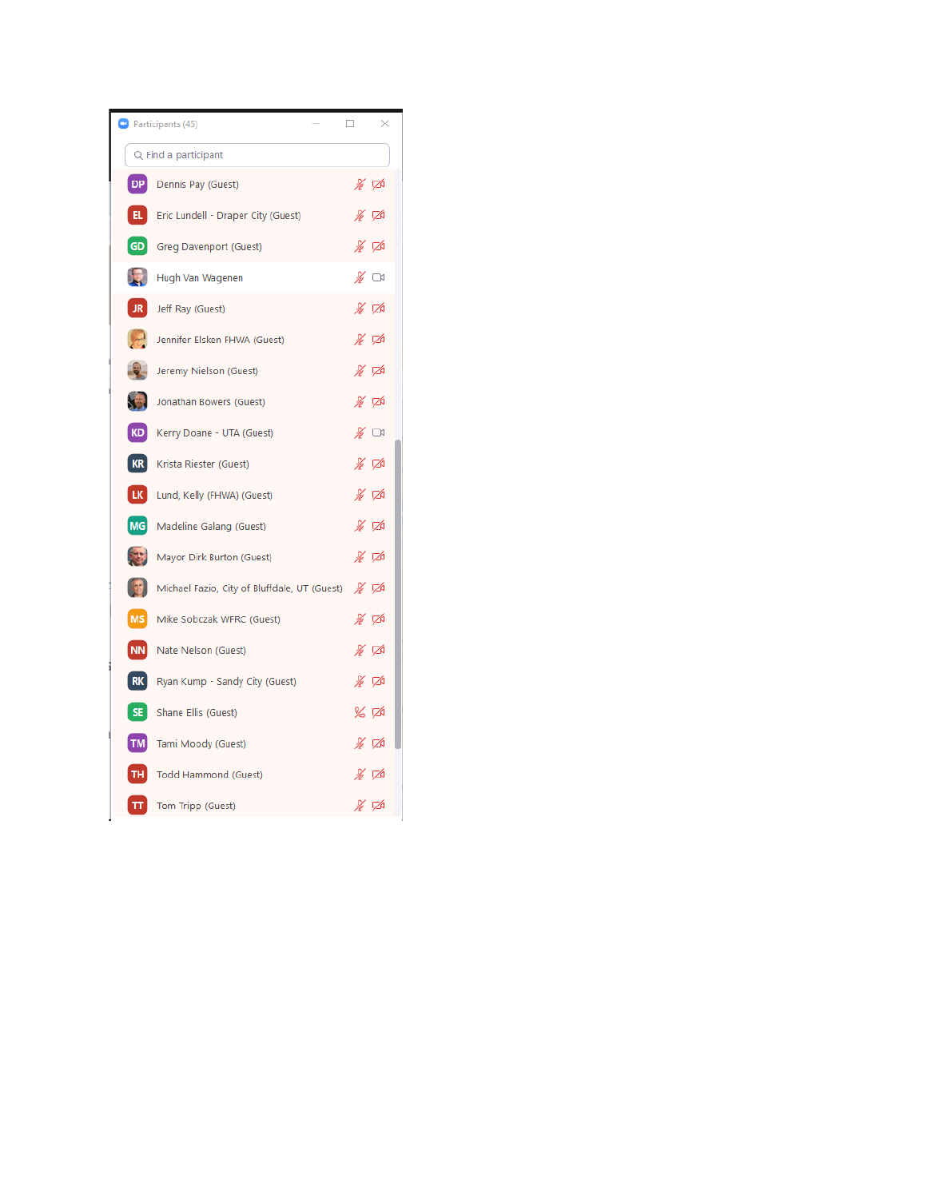Participants (45)

Find a participant

- Dennis Pay (Guest)
- Eric Lundell - Draper City (Guest)
- Greg Davenport (Guest)
- Hugh Van Wagenen
- Jeff Ray (Guest)
- Jennifer Elsken FHWA (Guest)
- Jeremy Nielson (Guest)
- Jonathan Bowers (Guest)
- Kerry Doane - UTA (Guest)
- Krista Riester (Guest)
- Lund, Kelly (FHWA) (Guest)
- Madeline Galang (Guest)
- Mayor Dirk Burton (Guest)
- Michael Fazio, City of Bluffdale, UT (Guest)
- Mike Sobczak WFRC (Guest)
- Nate Nelson (Guest)
- Ryan Kump - Sandy City (Guest)
- Shane Ellis (Guest)
- Tami Moody (Guest)
- Todd Hammond (Guest)
- Tom Tripp (Guest)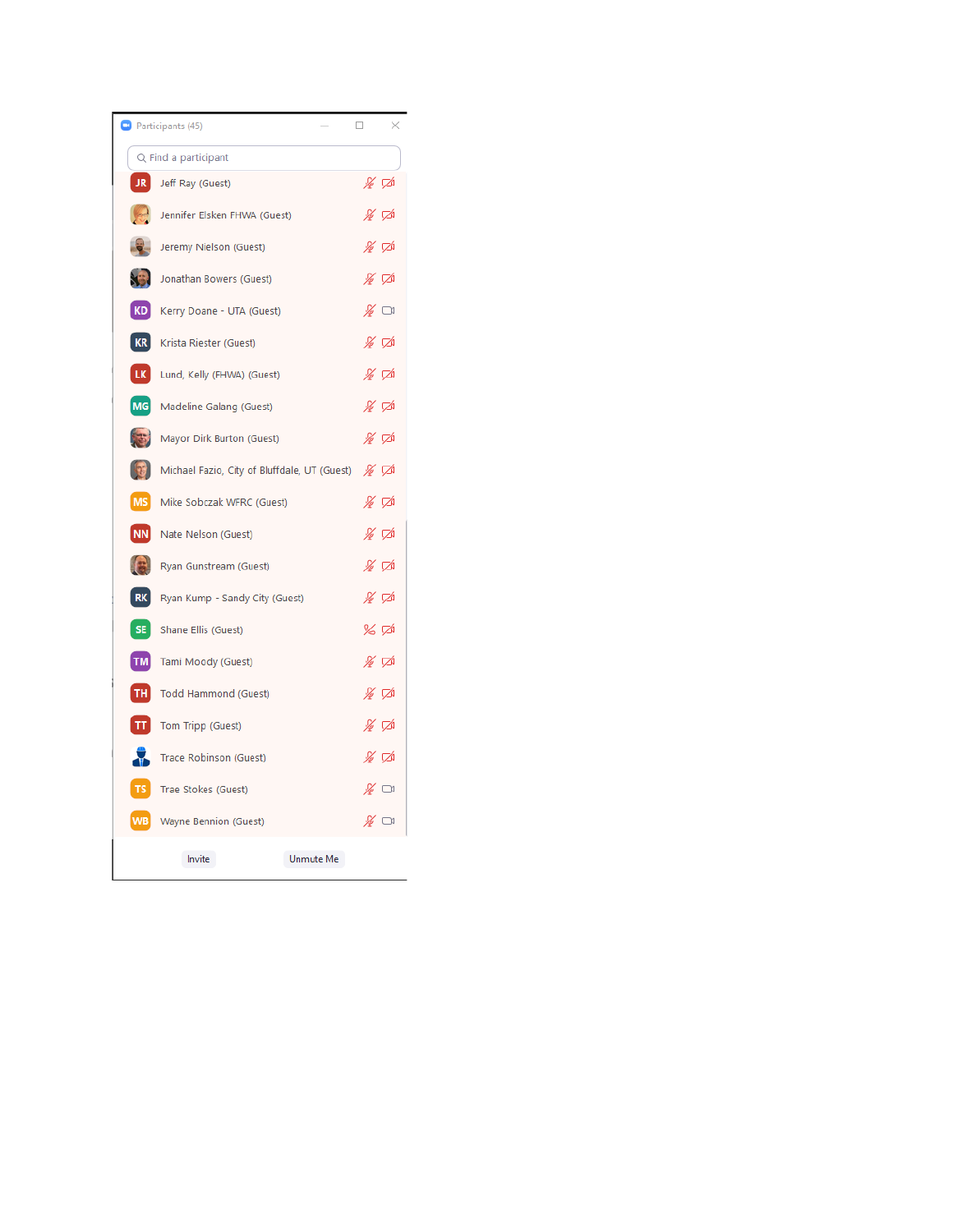Participants (45)

Find a participant

- Jeff Ray (Guest)
- Jennifer Elsken FHWA (Guest)
- Jeremy Nielson (Guest)
- Jonathan Bowers (Guest)
- Kerry Doane - UTA (Guest)
- Krista Riester (Guest)
- Lund, Kelly (FHWA) (Guest)
- Madeline Galang (Guest)
- Mayor Dirk Burton (Guest)
- Michael Fazio, City of Bluffdale, UT (Guest)
- Mike Sobczak WFRC (Guest)
- Nate Nelson (Guest)
- Ryan Gunstream (Guest)
- Ryan Kump - Sandy City (Guest)
- Shane Ellis (Guest)
- Tami Moody (Guest)
- Todd Hammond (Guest)
- Tom Tripp (Guest)
- Trace Robinson (Guest)
- Trae Stokes (Guest)
- Wayne Bennion (Guest)

Invite    Unmute Me